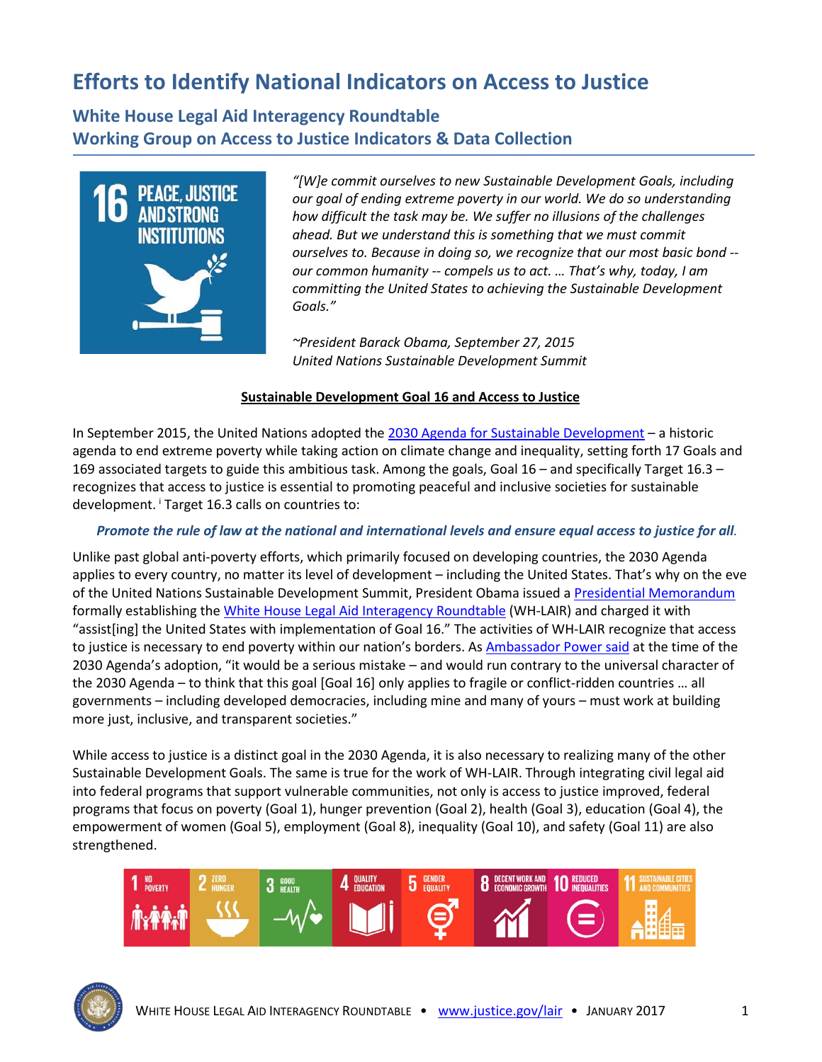# Efforts to Identify National Indicators on Access to Justice

## White House Legal Aid Interagency Roundtable
## Working Group on Access to Justice Indicators & Data Collection

*"[W]e commit ourselves to new Sustainable Development Goals, including our goal of ending extreme poverty in our world. We do so understanding how difficult the task may be. We suffer no illusions of the challenges ahead. But we understand this is something that we must commit ourselves to. Because in doing so, we recognize that our most basic bond -- our common humanity -- compels us to act. … That's why, today, I am committing the United States to achieving the Sustainable Development Goals."*

*~President Barack Obama, September 27, 2015*
*United Nations Sustainable Development Summit*

**Sustainable Development Goal 16 and Access to Justice**

In September 2015, the United Nations adopted the 2030 Agenda for Sustainable Development – a historic agenda to end extreme poverty while taking action on climate change and inequality, setting forth 17 Goals and 169 associated targets to guide this ambitious task. Among the goals, Goal 16 – and specifically Target 16.3 – recognizes that access to justice is essential to promoting peaceful and inclusive societies for sustainable development. [i] Target 16.3 calls on countries to:

***Promote the rule of law at the national and international levels and ensure equal access to justice for all.***

Unlike past global anti-poverty efforts, which primarily focused on developing countries, the 2030 Agenda applies to every country, no matter its level of development – including the United States. That's why on the eve of the United Nations Sustainable Development Summit, President Obama issued a Presidential Memorandum formally establishing the White House Legal Aid Interagency Roundtable (WH-LAIR) and charged it with "assist[ing] the United States with implementation of Goal 16." The activities of WH-LAIR recognize that access to justice is necessary to end poverty within our nation's borders. As Ambassador Power said at the time of the 2030 Agenda's adoption, "it would be a serious mistake – and would run contrary to the universal character of the 2030 Agenda – to think that this goal [Goal 16] only applies to fragile or conflict-ridden countries … all governments – including developed democracies, including mine and many of yours – must work at building more just, inclusive, and transparent societies."

While access to justice is a distinct goal in the 2030 Agenda, it is also necessary to realizing many of the other Sustainable Development Goals. The same is true for the work of WH-LAIR. Through integrating civil legal aid into federal programs that support vulnerable communities, not only is access to justice improved, federal programs that focus on poverty (Goal 1), hunger prevention (Goal 2), health (Goal 3), education (Goal 4), the empowerment of women (Goal 5), employment (Goal 8), inequality (Goal 10), and safety (Goal 11) are also strengthened.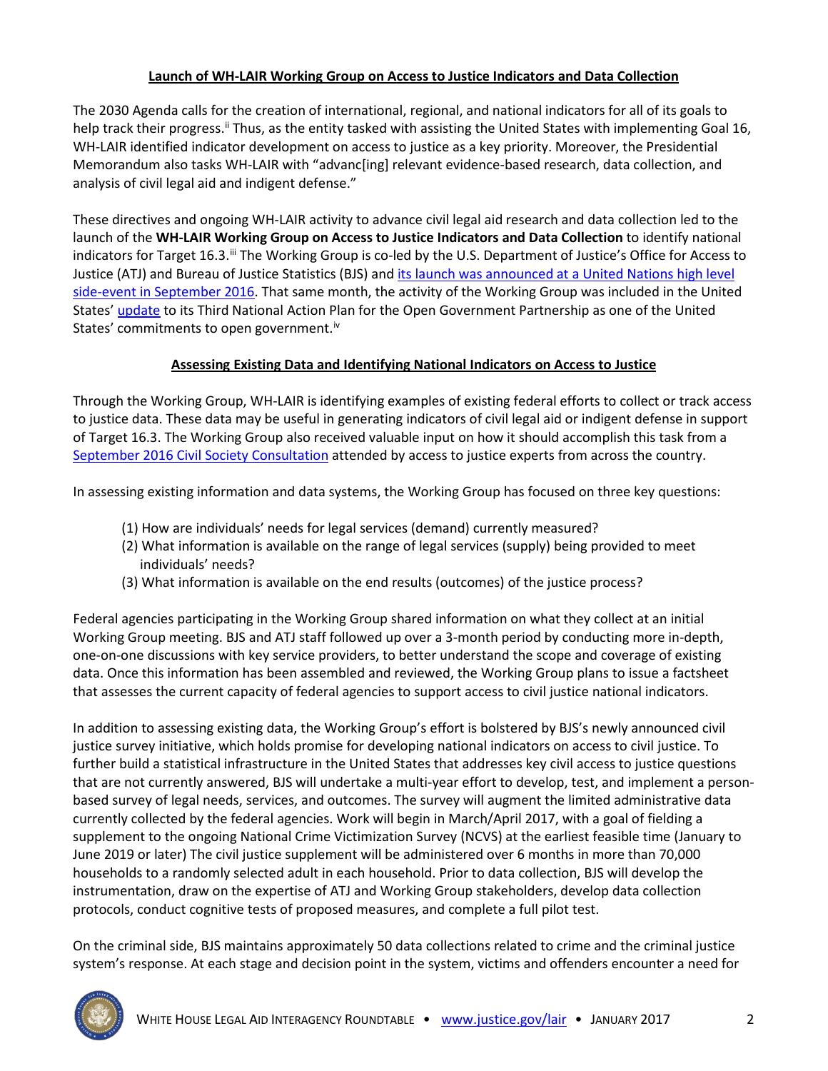## Launch of WH-LAIR Working Group on Access to Justice Indicators and Data Collection

The 2030 Agenda calls for the creation of international, regional, and national indicators for all of its goals to help track their progress.[ii] Thus, as the entity tasked with assisting the United States with implementing Goal 16, WH-LAIR identified indicator development on access to justice as a key priority. Moreover, the Presidential Memorandum also tasks WH-LAIR with "advanc[ing] relevant evidence-based research, data collection, and analysis of civil legal aid and indigent defense."

These directives and ongoing WH-LAIR activity to advance civil legal aid research and data collection led to the launch of the **WH-LAIR Working Group on Access to Justice Indicators and Data Collection** to identify national indicators for Target 16.3.[iii] The Working Group is co-led by the U.S. Department of Justice's Office for Access to Justice (ATJ) and Bureau of Justice Statistics (BJS) and its launch was announced at a United Nations high level side-event in September 2016. That same month, the activity of the Working Group was included in the United States' update to its Third National Action Plan for the Open Government Partnership as one of the United States' commitments to open government.[iv]

## Assessing Existing Data and Identifying National Indicators on Access to Justice

Through the Working Group, WH-LAIR is identifying examples of existing federal efforts to collect or track access to justice data. These data may be useful in generating indicators of civil legal aid or indigent defense in support of Target 16.3. The Working Group also received valuable input on how it should accomplish this task from a September 2016 Civil Society Consultation attended by access to justice experts from across the country.

In assessing existing information and data systems, the Working Group has focused on three key questions:

(1) How are individuals' needs for legal services (demand) currently measured?
(2) What information is available on the range of legal services (supply) being provided to meet individuals' needs?
(3) What information is available on the end results (outcomes) of the justice process?

Federal agencies participating in the Working Group shared information on what they collect at an initial Working Group meeting. BJS and ATJ staff followed up over a 3-month period by conducting more in-depth, one-on-one discussions with key service providers, to better understand the scope and coverage of existing data. Once this information has been assembled and reviewed, the Working Group plans to issue a factsheet that assesses the current capacity of federal agencies to support access to civil justice national indicators.

In addition to assessing existing data, the Working Group's effort is bolstered by BJS's newly announced civil justice survey initiative, which holds promise for developing national indicators on access to civil justice. To further build a statistical infrastructure in the United States that addresses key civil access to justice questions that are not currently answered, BJS will undertake a multi-year effort to develop, test, and implement a person-based survey of legal needs, services, and outcomes. The survey will augment the limited administrative data currently collected by the federal agencies. Work will begin in March/April 2017, with a goal of fielding a supplement to the ongoing National Crime Victimization Survey (NCVS) at the earliest feasible time (January to June 2019 or later) The civil justice supplement will be administered over 6 months in more than 70,000 households to a randomly selected adult in each household. Prior to data collection, BJS will develop the instrumentation, draw on the expertise of ATJ and Working Group stakeholders, develop data collection protocols, conduct cognitive tests of proposed measures, and complete a full pilot test.

On the criminal side, BJS maintains approximately 50 data collections related to crime and the criminal justice system's response. At each stage and decision point in the system, victims and offenders encounter a need for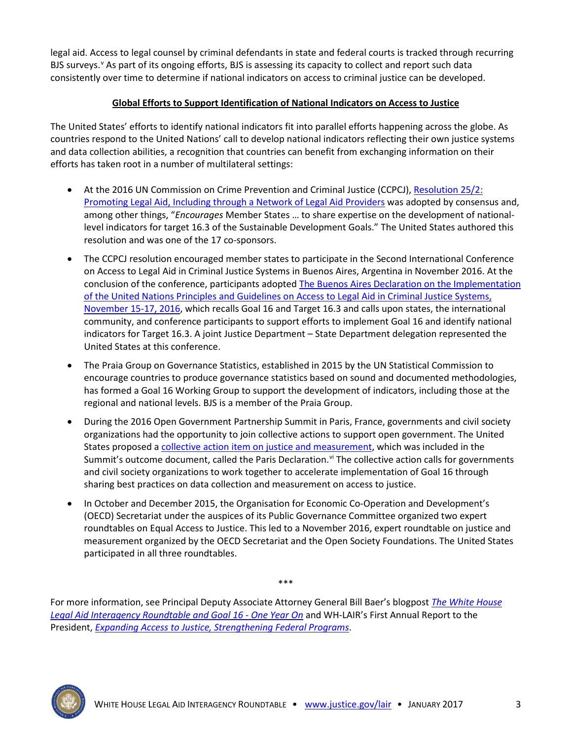legal aid. Access to legal counsel by criminal defendants in state and federal courts is tracked through recurring BJS surveys.[v] As part of its ongoing efforts, BJS is assessing its capacity to collect and report such data consistently over time to determine if national indicators on access to criminal justice can be developed.

**Global Efforts to Support Identification of National Indicators on Access to Justice**

The United States' efforts to identify national indicators fit into parallel efforts happening across the globe. As countries respond to the United Nations' call to develop national indicators reflecting their own justice systems and data collection abilities, a recognition that countries can benefit from exchanging information on their efforts has taken root in a number of multilateral settings:

- At the 2016 UN Commission on Crime Prevention and Criminal Justice (CCPCJ), Resolution 25/2: Promoting Legal Aid, Including through a Network of Legal Aid Providers was adopted by consensus and, among other things, "*Encourages* Member States … to share expertise on the development of national-level indicators for target 16.3 of the Sustainable Development Goals." The United States authored this resolution and was one of the 17 co-sponsors.

- The CCPCJ resolution encouraged member states to participate in the Second International Conference on Access to Legal Aid in Criminal Justice Systems in Buenos Aires, Argentina in November 2016. At the conclusion of the conference, participants adopted The Buenos Aires Declaration on the Implementation of the United Nations Principles and Guidelines on Access to Legal Aid in Criminal Justice Systems, November 15-17, 2016, which recalls Goal 16 and Target 16.3 and calls upon states, the international community, and conference participants to support efforts to implement Goal 16 and identify national indicators for Target 16.3. A joint Justice Department – State Department delegation represented the United States at this conference.

- The Praia Group on Governance Statistics, established in 2015 by the UN Statistical Commission to encourage countries to produce governance statistics based on sound and documented methodologies, has formed a Goal 16 Working Group to support the development of indicators, including those at the regional and national levels. BJS is a member of the Praia Group.

- During the 2016 Open Government Partnership Summit in Paris, France, governments and civil society organizations had the opportunity to join collective actions to support open government. The United States proposed a collective action item on justice and measurement, which was included in the Summit's outcome document, called the Paris Declaration.[vi] The collective action calls for governments and civil society organizations to work together to accelerate implementation of Goal 16 through sharing best practices on data collection and measurement on access to justice.

- In October and December 2015, the Organisation for Economic Co-Operation and Development's (OECD) Secretariat under the auspices of its Public Governance Committee organized two expert roundtables on Equal Access to Justice. This led to a November 2016, expert roundtable on justice and measurement organized by the OECD Secretariat and the Open Society Foundations. The United States participated in all three roundtables.

\*\*\*

For more information, see Principal Deputy Associate Attorney General Bill Baer's blogpost *The White House Legal Aid Interagency Roundtable and Goal 16 - One Year On* and WH-LAIR's First Annual Report to the President, *Expanding Access to Justice, Strengthening Federal Programs*.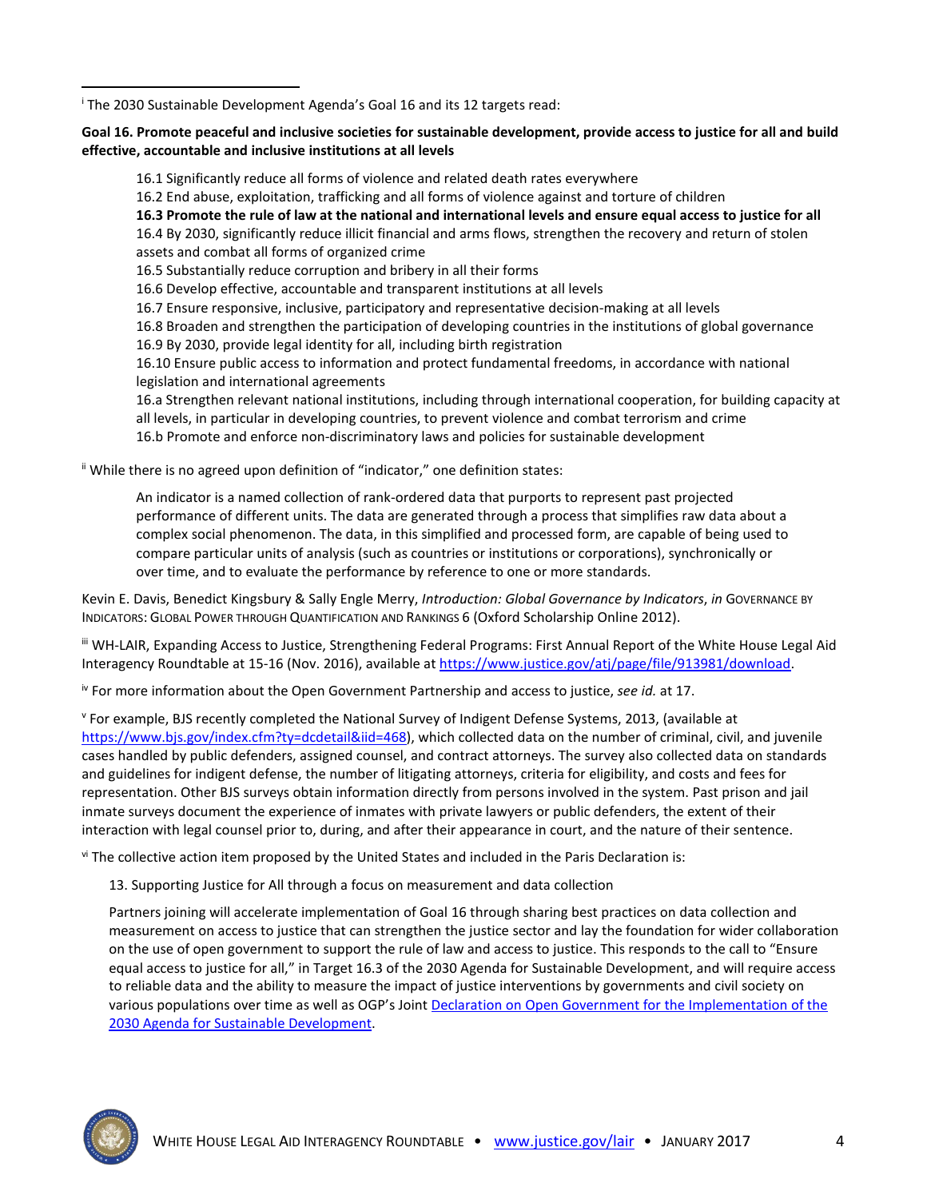[i] The 2030 Sustainable Development Agenda's Goal 16 and its 12 targets read:

**Goal 16. Promote peaceful and inclusive societies for sustainable development, provide access to justice for all and build effective, accountable and inclusive institutions at all levels**

> 16.1 Significantly reduce all forms of violence and related death rates everywhere
> 16.2 End abuse, exploitation, trafficking and all forms of violence against and torture of children
> **16.3 Promote the rule of law at the national and international levels and ensure equal access to justice for all**
> 16.4 By 2030, significantly reduce illicit financial and arms flows, strengthen the recovery and return of stolen assets and combat all forms of organized crime
> 16.5 Substantially reduce corruption and bribery in all their forms
> 16.6 Develop effective, accountable and transparent institutions at all levels
> 16.7 Ensure responsive, inclusive, participatory and representative decision-making at all levels
> 16.8 Broaden and strengthen the participation of developing countries in the institutions of global governance
> 16.9 By 2030, provide legal identity for all, including birth registration
> 16.10 Ensure public access to information and protect fundamental freedoms, in accordance with national legislation and international agreements
> 16.a Strengthen relevant national institutions, including through international cooperation, for building capacity at all levels, in particular in developing countries, to prevent violence and combat terrorism and crime
> 16.b Promote and enforce non-discriminatory laws and policies for sustainable development

[ii] While there is no agreed upon definition of "indicator," one definition states:

> An indicator is a named collection of rank-ordered data that purports to represent past projected performance of different units. The data are generated through a process that simplifies raw data about a complex social phenomenon. The data, in this simplified and processed form, are capable of being used to compare particular units of analysis (such as countries or institutions or corporations), synchronically or over time, and to evaluate the performance by reference to one or more standards.

Kevin E. Davis, Benedict Kingsbury & Sally Engle Merry, *Introduction: Global Governance by Indicators*, *in* GOVERNANCE BY INDICATORS: GLOBAL POWER THROUGH QUANTIFICATION AND RANKINGS 6 (Oxford Scholarship Online 2012).

[iii] WH-LAIR, Expanding Access to Justice, Strengthening Federal Programs: First Annual Report of the White House Legal Aid Interagency Roundtable at 15-16 (Nov. 2016), available at https://www.justice.gov/atj/page/file/913981/download.

[iv] For more information about the Open Government Partnership and access to justice, *see id.* at 17.

[v] For example, BJS recently completed the National Survey of Indigent Defense Systems, 2013, (available at https://www.bjs.gov/index.cfm?ty=dcdetail&iid=468), which collected data on the number of criminal, civil, and juvenile cases handled by public defenders, assigned counsel, and contract attorneys. The survey also collected data on standards and guidelines for indigent defense, the number of litigating attorneys, criteria for eligibility, and costs and fees for representation. Other BJS surveys obtain information directly from persons involved in the system. Past prison and jail inmate surveys document the experience of inmates with private lawyers or public defenders, the extent of their interaction with legal counsel prior to, during, and after their appearance in court, and the nature of their sentence.

[vi] The collective action item proposed by the United States and included in the Paris Declaration is:

> 13. Supporting Justice for All through a focus on measurement and data collection
>
> Partners joining will accelerate implementation of Goal 16 through sharing best practices on data collection and measurement on access to justice that can strengthen the justice sector and lay the foundation for wider collaboration on the use of open government to support the rule of law and access to justice. This responds to the call to "Ensure equal access to justice for all," in Target 16.3 of the 2030 Agenda for Sustainable Development, and will require access to reliable data and the ability to measure the impact of justice interventions by governments and civil society on various populations over time as well as OGP's Joint Declaration on Open Government for the Implementation of the 2030 Agenda for Sustainable Development.